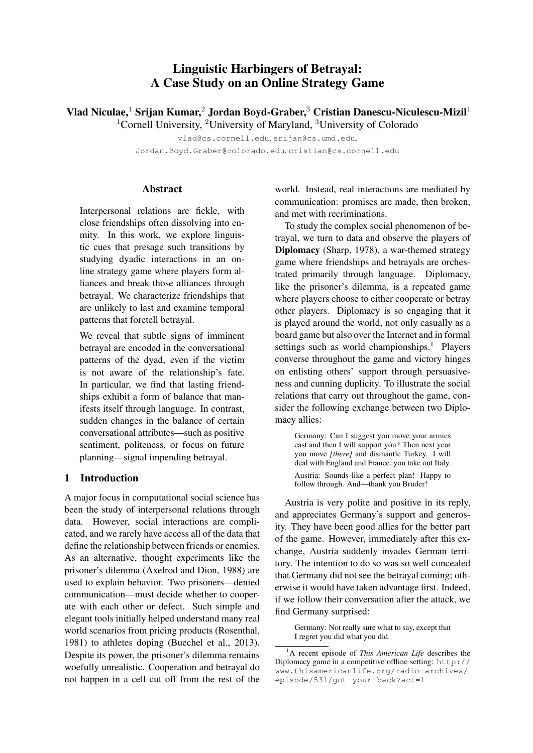# Linguistic Harbingers of Betrayal: A Case Study on an Online Strategy Game

**Vlad Niculae,**[1] **Srijan Kumar,**[2] **Jordan Boyd-Graber,**[3] **Cristian Danescu-Niculescu-Mizil**[1]

[1]Cornell University, [2]University of Maryland, [3]University of Colorado

vlad@cs.cornell.edu, srijan@cs.umd.edu,
Jordan.Boyd.Graber@colorado.edu, cristian@cs.cornell.edu

## Abstract

Interpersonal relations are fickle, with close friendships often dissolving into enmity. In this work, we explore linguistic cues that presage such transitions by studying dyadic interactions in an online strategy game where players form alliances and break those alliances through betrayal. We characterize friendships that are unlikely to last and examine temporal patterns that foretell betrayal.

We reveal that subtle signs of imminent betrayal are encoded in the conversational patterns of the dyad, even if the victim is not aware of the relationship's fate. In particular, we find that lasting friendships exhibit a form of balance that manifests itself through language. In contrast, sudden changes in the balance of certain conversational attributes—such as positive sentiment, politeness, or focus on future planning—signal impending betrayal.

## 1 Introduction

A major focus in computational social science has been the study of interpersonal relations through data. However, social interactions are complicated, and we rarely have access all of the data that define the relationship between friends or enemies. As an alternative, thought experiments like the prisoner's dilemma (Axelrod and Dion, 1988) are used to explain behavior. Two prisoners—denied communication—must decide whether to cooperate with each other or defect. Such simple and elegant tools initially helped understand many real world scenarios from pricing products (Rosenthal, 1981) to athletes doping (Buechel et al., 2013). Despite its power, the prisoner's dilemma remains woefully unrealistic. Cooperation and betrayal do not happen in a cell cut off from the rest of the world. Instead, real interactions are mediated by communication: promises are made, then broken, and met with recriminations.

To study the complex social phenomenon of betrayal, we turn to data and observe the players of **Diplomacy** (Sharp, 1978), a war-themed strategy game where friendships and betrayals are orchestrated primarily through language. Diplomacy, like the prisoner's dilemma, is a repeated game where players choose to either cooperate or betray other players. Diplomacy is so engaging that it is played around the world, not only casually as a board game but also over the Internet and in formal settings such as world championships.[1] Players converse throughout the game and victory hinges on enlisting others' support through persuasiveness and cunning duplicity. To illustrate the social relations that carry out throughout the game, consider the following exchange between two Diplomacy allies:

> Germany: Can I suggest you move your armies east and then I will support you? Then next year you move *[there]* and dismantle Turkey. I will deal with England and France, you take out Italy.
>
> Austria: Sounds like a perfect plan! Happy to follow through. And—thank you Bruder!

Austria is very polite and positive in its reply, and appreciates Germany's support and generosity. They have been good allies for the better part of the game. However, immediately after this exchange, Austria suddenly invades German territory. The intention to do so was so well concealed that Germany did not see the betrayal coming; otherwise it would have taken advantage first. Indeed, if we follow their conversation after the attack, we find Germany surprised:

> Germany: Not really sure what to say, except that I regret you did what you did.

[1]A recent episode of *This American Life* describes the Diplomacy game in a competitive offline setting: http://www.thisamericanlife.org/radio-archives/episode/531/got-your-back?act=1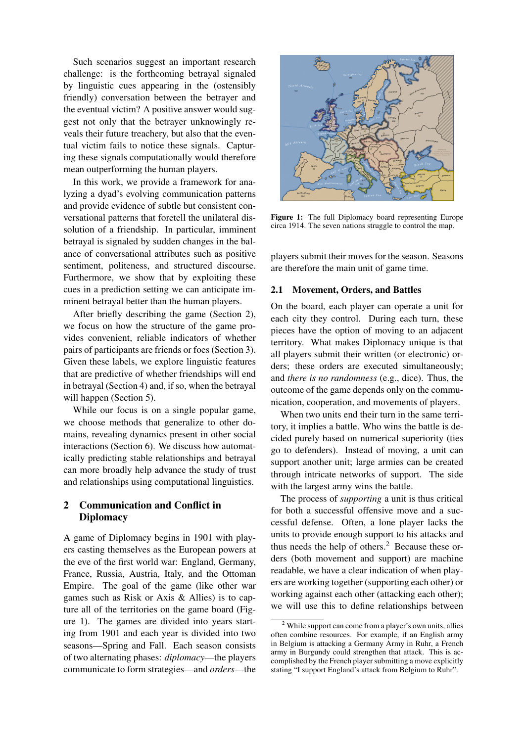Such scenarios suggest an important research challenge: is the forthcoming betrayal signaled by linguistic cues appearing in the (ostensibly friendly) conversation between the betrayer and the eventual victim? A positive answer would suggest not only that the betrayer unknowingly reveals their future treachery, but also that the eventual victim fails to notice these signals. Capturing these signals computationally would therefore mean outperforming the human players.

In this work, we provide a framework for analyzing a dyad's evolving communication patterns and provide evidence of subtle but consistent conversational patterns that foretell the unilateral dissolution of a friendship. In particular, imminent betrayal is signaled by sudden changes in the balance of conversational attributes such as positive sentiment, politeness, and structured discourse. Furthermore, we show that by exploiting these cues in a prediction setting we can anticipate imminent betrayal better than the human players.

After briefly describing the game (Section 2), we focus on how the structure of the game provides convenient, reliable indicators of whether pairs of participants are friends or foes (Section 3). Given these labels, we explore linguistic features that are predictive of whether friendships will end in betrayal (Section 4) and, if so, when the betrayal will happen (Section 5).

While our focus is on a single popular game, we choose methods that generalize to other domains, revealing dynamics present in other social interactions (Section 6). We discuss how automatically predicting stable relationships and betrayal can more broadly help advance the study of trust and relationships using computational linguistics.

## 2 Communication and Conflict in Diplomacy

A game of Diplomacy begins in 1901 with players casting themselves as the European powers at the eve of the first world war: England, Germany, France, Russia, Austria, Italy, and the Ottoman Empire. The goal of the game (like other war games such as Risk or Axis & Allies) is to capture all of the territories on the game board (Figure 1). The games are divided into years starting from 1901 and each year is divided into two seasons—Spring and Fall. Each season consists of two alternating phases: *diplomacy*—the players communicate to form strategies—and *orders*—the players submit their moves for the season. Seasons are therefore the main unit of game time.

**Figure 1:** The full Diplomacy board representing Europe circa 1914. The seven nations struggle to control the map.

### 2.1 Movement, Orders, and Battles

On the board, each player can operate a unit for each city they control. During each turn, these pieces have the option of moving to an adjacent territory. What makes Diplomacy unique is that all players submit their written (or electronic) orders; these orders are executed simultaneously; and *there is no randomness* (e.g., dice). Thus, the outcome of the game depends only on the communication, cooperation, and movements of players.

When two units end their turn in the same territory, it implies a battle. Who wins the battle is decided purely based on numerical superiority (ties go to defenders). Instead of moving, a unit can support another unit; large armies can be created through intricate networks of support. The side with the largest army wins the battle.

The process of *supporting* a unit is thus critical for both a successful offensive move and a successful defense. Often, a lone player lacks the units to provide enough support to his attacks and thus needs the help of others.[2] Because these orders (both movement and support) are machine readable, we have a clear indication of when players are working together (supporting each other) or working against each other (attacking each other); we will use this to define relationships between

[2] While support can come from a player's own units, allies often combine resources. For example, if an English army in Belgium is attacking a Germany Army in Ruhr, a French army in Burgundy could strengthen that attack. This is accomplished by the French player submitting a move explicitly stating "I support England's attack from Belgium to Ruhr".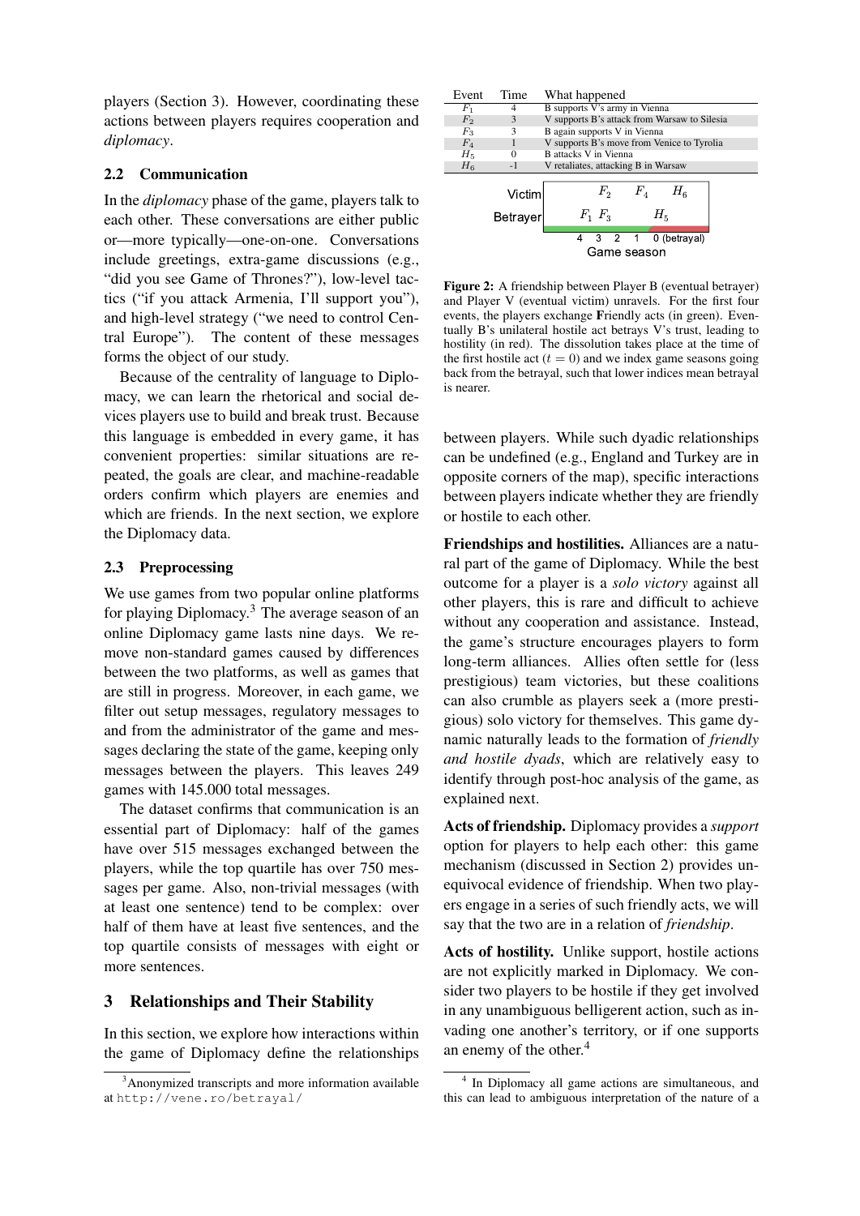players (Section 3). However, coordinating these actions between players requires cooperation and *diplomacy*.

### 2.2 Communication

In the *diplomacy* phase of the game, players talk to each other. These conversations are either public or—more typically—one-on-one. Conversations include greetings, extra-game discussions (e.g., "did you see Game of Thrones?"), low-level tactics ("if you attack Armenia, I'll support you"), and high-level strategy ("we need to control Central Europe"). The content of these messages forms the object of our study.

Because of the centrality of language to Diplomacy, we can learn the rhetorical and social devices players use to build and break trust. Because this language is embedded in every game, it has convenient properties: similar situations are repeated, the goals are clear, and machine-readable orders confirm which players are enemies and which are friends. In the next section, we explore the Diplomacy data.

### 2.3 Preprocessing

We use games from two popular online platforms for playing Diplomacy.[3] The average season of an online Diplomacy game lasts nine days. We remove non-standard games caused by differences between the two platforms, as well as games that are still in progress. Moreover, in each game, we filter out setup messages, regulatory messages to and from the administrator of the game and messages declaring the state of the game, keeping only messages between the players. This leaves 249 games with 145.000 total messages.

The dataset confirms that communication is an essential part of Diplomacy: half of the games have over 515 messages exchanged between the players, while the top quartile has over 750 messages per game. Also, non-trivial messages (with at least one sentence) tend to be complex: over half of them have at least five sentences, and the top quartile consists of messages with eight or more sentences.

## 3 Relationships and Their Stability

In this section, we explore how interactions within the game of Diplomacy define the relationships

| Event | Time | What happened |
|---|---|---|
| $F_1$ | 4 | B supports V's army in Vienna |
| $F_2$ | 3 | V supports B's attack from Warsaw to Silesia |
| $F_3$ | 3 | B again supports V in Vienna |
| $F_4$ | 1 | V supports B's move from Venice to Tyrolia |
| $H_5$ | 0 | B attacks V in Vienna |
| $H_6$ | -1 | V retaliates, attacking B in Warsaw |

| | 4 | 3 | 2 | 1 | 0 (betrayal) | |
|---|---|---|---|---|---|---|
| Victim | | $F_2$ | | $F_4$ | | $H_6$ |
| Betrayer | $F_1$ | $F_3$ | | | $H_5$ | |

Game season

**Figure 2:** A friendship between Player B (eventual betrayer) and Player V (eventual victim) unravels. For the first four events, the players exchange **F**riendly acts (in green). Eventually B's unilateral hostile act betrays V's trust, leading to hostility (in red). The dissolution takes place at the time of the first hostile act ($t = 0$) and we index game seasons going back from the betrayal, such that lower indices mean betrayal is nearer.

between players. While such dyadic relationships can be undefined (e.g., England and Turkey are in opposite corners of the map), specific interactions between players indicate whether they are friendly or hostile to each other.

**Friendships and hostilities.** Alliances are a natural part of the game of Diplomacy. While the best outcome for a player is a *solo victory* against all other players, this is rare and difficult to achieve without any cooperation and assistance. Instead, the game's structure encourages players to form long-term alliances. Allies often settle for (less prestigious) team victories, but these coalitions can also crumble as players seek a (more prestigious) solo victory for themselves. This game dynamic naturally leads to the formation of *friendly and hostile dyads*, which are relatively easy to identify through post-hoc analysis of the game, as explained next.

**Acts of friendship.** Diplomacy provides a *support* option for players to help each other: this game mechanism (discussed in Section 2) provides unequivocal evidence of friendship. When two players engage in a series of such friendly acts, we will say that the two are in a relation of *friendship*.

**Acts of hostility.** Unlike support, hostile actions are not explicitly marked in Diplomacy. We consider two players to be hostile if they get involved in any unambiguous belligerent action, such as invading one another's territory, or if one supports an enemy of the other.[4]

[3] Anonymized transcripts and more information available at http://vene.ro/betrayal/

[4] In Diplomacy all game actions are simultaneous, and this can lead to ambiguous interpretation of the nature of a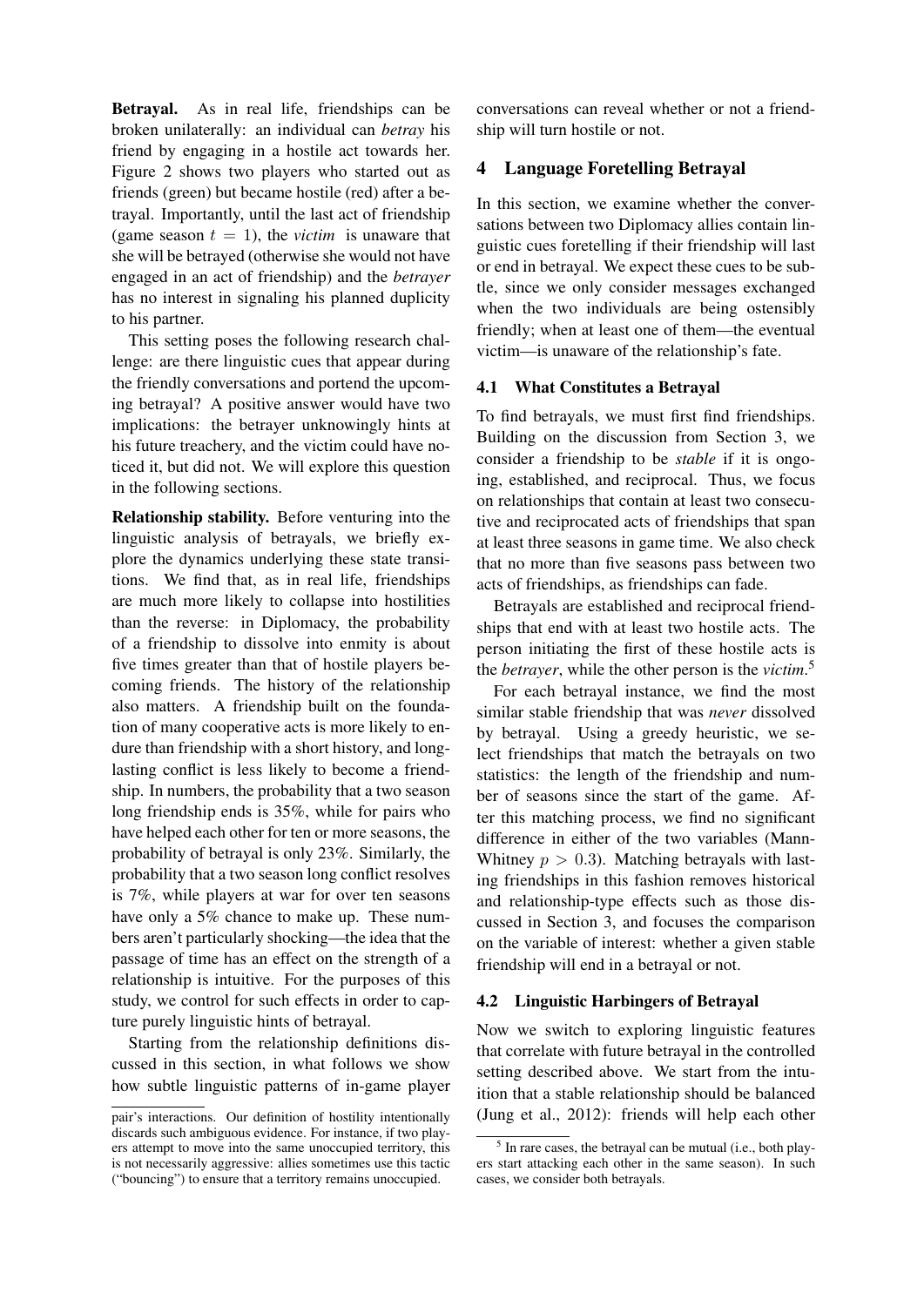**Betrayal.** As in real life, friendships can be broken unilaterally: an individual can *betray* his friend by engaging in a hostile act towards her. Figure 2 shows two players who started out as friends (green) but became hostile (red) after a betrayal. Importantly, until the last act of friendship (game season $t = 1$), the *victim* is unaware that she will be betrayed (otherwise she would not have engaged in an act of friendship) and the *betrayer* has no interest in signaling his planned duplicity to his partner.

This setting poses the following research challenge: are there linguistic cues that appear during the friendly conversations and portend the upcoming betrayal? A positive answer would have two implications: the betrayer unknowingly hints at his future treachery, and the victim could have noticed it, but did not. We will explore this question in the following sections.

**Relationship stability.** Before venturing into the linguistic analysis of betrayals, we briefly explore the dynamics underlying these state transitions. We find that, as in real life, friendships are much more likely to collapse into hostilities than the reverse: in Diplomacy, the probability of a friendship to dissolve into enmity is about five times greater than that of hostile players becoming friends. The history of the relationship also matters. A friendship built on the foundation of many cooperative acts is more likely to endure than friendship with a short history, and long-lasting conflict is less likely to become a friendship. In numbers, the probability that a two season long friendship ends is 35%, while for pairs who have helped each other for ten or more seasons, the probability of betrayal is only 23%. Similarly, the probability that a two season long conflict resolves is 7%, while players at war for over ten seasons have only a 5% chance to make up. These numbers aren't particularly shocking—the idea that the passage of time has an effect on the strength of a relationship is intuitive. For the purposes of this study, we control for such effects in order to capture purely linguistic hints of betrayal.

Starting from the relationship definitions discussed in this section, in what follows we show how subtle linguistic patterns of in-game player conversations can reveal whether or not a friendship will turn hostile or not.

## 4 Language Foretelling Betrayal

In this section, we examine whether the conversations between two Diplomacy allies contain linguistic cues foretelling if their friendship will last or end in betrayal. We expect these cues to be subtle, since we only consider messages exchanged when the two individuals are being ostensibly friendly; when at least one of them—the eventual victim—is unaware of the relationship's fate.

### 4.1 What Constitutes a Betrayal

To find betrayals, we must first find friendships. Building on the discussion from Section 3, we consider a friendship to be *stable* if it is ongoing, established, and reciprocal. Thus, we focus on relationships that contain at least two consecutive and reciprocated acts of friendships that span at least three seasons in game time. We also check that no more than five seasons pass between two acts of friendships, as friendships can fade.

Betrayals are established and reciprocal friendships that end with at least two hostile acts. The person initiating the first of these hostile acts is the *betrayer*, while the other person is the *victim*.[5]

For each betrayal instance, we find the most similar stable friendship that was *never* dissolved by betrayal. Using a greedy heuristic, we select friendships that match the betrayals on two statistics: the length of the friendship and number of seasons since the start of the game. After this matching process, we find no significant difference in either of the two variables (Mann-Whitney $p > 0.3$). Matching betrayals with lasting friendships in this fashion removes historical and relationship-type effects such as those discussed in Section 3, and focuses the comparison on the variable of interest: whether a given stable friendship will end in a betrayal or not.

### 4.2 Linguistic Harbingers of Betrayal

Now we switch to exploring linguistic features that correlate with future betrayal in the controlled setting described above. We start from the intuition that a stable relationship should be balanced (Jung et al., 2012): friends will help each other

---

pair's interactions. Our definition of hostility intentionally discards such ambiguous evidence. For instance, if two players attempt to move into the same unoccupied territory, this is not necessarily aggressive: allies sometimes use this tactic ("bouncing") to ensure that a territory remains unoccupied.

[5] In rare cases, the betrayal can be mutual (i.e., both players start attacking each other in the same season). In such cases, we consider both betrayals.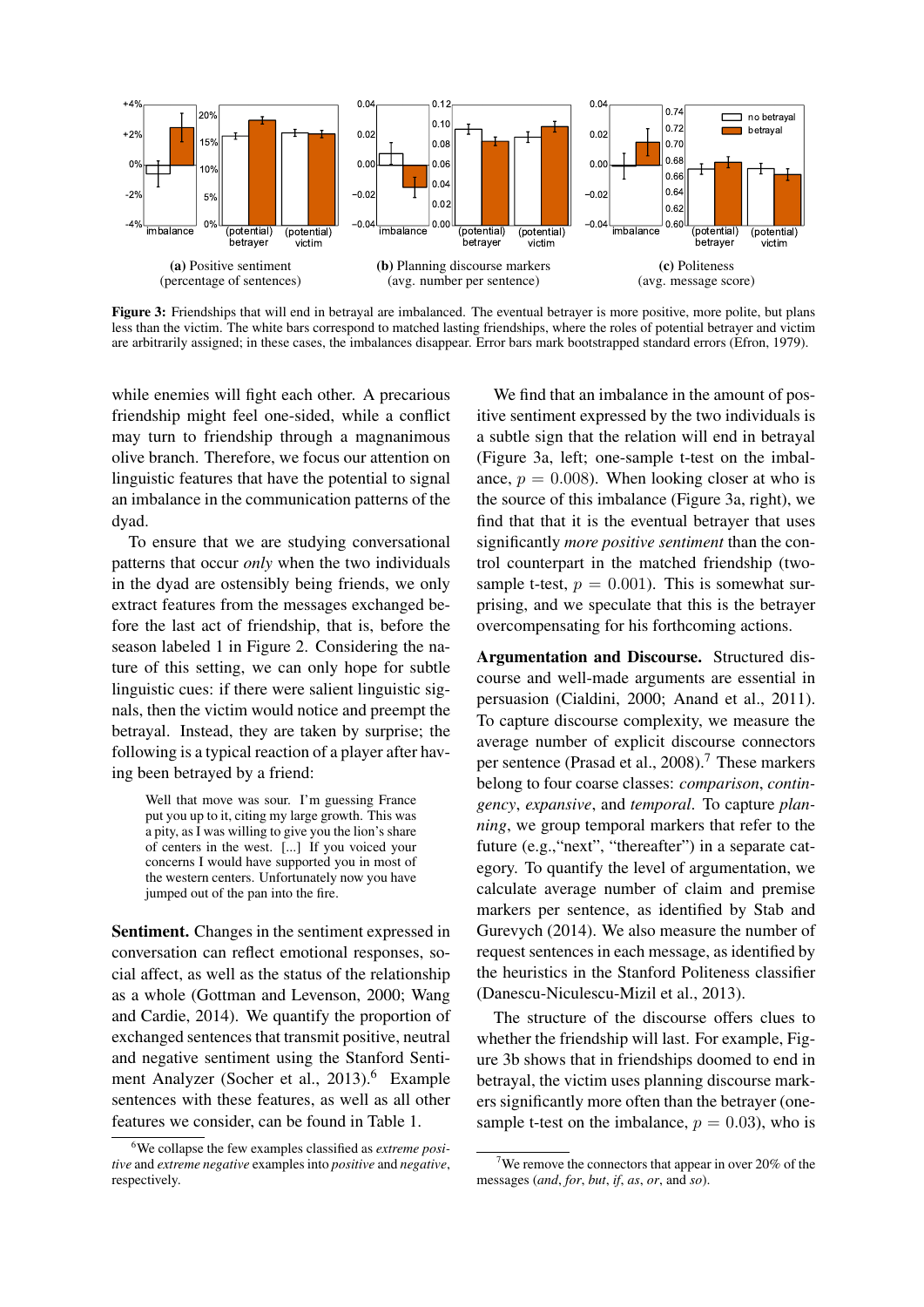(a) Positive sentiment (percentage of sentences)

(b) Planning discourse markers (avg. number per sentence)

(c) Politeness (avg. message score)

**Figure 3:** Friendships that will end in betrayal are imbalanced. The eventual betrayer is more positive, more polite, but plans less than the victim. The white bars correspond to matched lasting friendships, where the roles of potential betrayer and victim are arbitrarily assigned; in these cases, the imbalances disappear. Error bars mark bootstrapped standard errors (Efron, 1979).

while enemies will fight each other. A precarious friendship might feel one-sided, while a conflict may turn to friendship through a magnanimous olive branch. Therefore, we focus our attention on linguistic features that have the potential to signal an imbalance in the communication patterns of the dyad.

To ensure that we are studying conversational patterns that occur *only* when the two individuals in the dyad are ostensibly being friends, we only extract features from the messages exchanged before the last act of friendship, that is, before the season labeled 1 in Figure 2. Considering the nature of this setting, we can only hope for subtle linguistic cues: if there were salient linguistic signals, then the victim would notice and preempt the betrayal. Instead, they are taken by surprise; the following is a typical reaction of a player after having been betrayed by a friend:

> Well that move was sour. I'm guessing France put you up to it, citing my large growth. This was a pity, as I was willing to give you the lion's share of centers in the west. [...] If you voiced your concerns I would have supported you in most of the western centers. Unfortunately now you have jumped out of the pan into the fire.

**Sentiment.** Changes in the sentiment expressed in conversation can reflect emotional responses, social affect, as well as the status of the relationship as a whole (Gottman and Levenson, 2000; Wang and Cardie, 2014). We quantify the proportion of exchanged sentences that transmit positive, neutral and negative sentiment using the Stanford Sentiment Analyzer (Socher et al., 2013).[6] Example sentences with these features, as well as all other features we consider, can be found in Table 1.

We find that an imbalance in the amount of positive sentiment expressed by the two individuals is a subtle sign that the relation will end in betrayal (Figure 3a, left; one-sample t-test on the imbalance, $p = 0.008$). When looking closer at who is the source of this imbalance (Figure 3a, right), we find that that it is the eventual betrayer that uses significantly *more positive sentiment* than the control counterpart in the matched friendship (two-sample t-test, $p = 0.001$). This is somewhat surprising, and we speculate that this is the betrayer overcompensating for his forthcoming actions.

**Argumentation and Discourse.** Structured discourse and well-made arguments are essential in persuasion (Cialdini, 2000; Anand et al., 2011). To capture discourse complexity, we measure the average number of explicit discourse connectors per sentence (Prasad et al., 2008).[7] These markers belong to four coarse classes: *comparison*, *contingency*, *expansive*, and *temporal*. To capture *planning*, we group temporal markers that refer to the future (e.g.,"next", "thereafter") in a separate category. To quantify the level of argumentation, we calculate average number of claim and premise markers per sentence, as identified by Stab and Gurevych (2014). We also measure the number of request sentences in each message, as identified by the heuristics in the Stanford Politeness classifier (Danescu-Niculescu-Mizil et al., 2013).

The structure of the discourse offers clues to whether the friendship will last. For example, Figure 3b shows that in friendships doomed to end in betrayal, the victim uses planning discourse markers significantly more often than the betrayer (one-sample t-test on the imbalance, $p = 0.03$), who is

[6] We collapse the few examples classified as *extreme positive* and *extreme negative* examples into *positive* and *negative*, respectively.

[7] We remove the connectors that appear in over 20% of the messages (*and*, *for*, *but*, *if*, *as*, *or*, and *so*).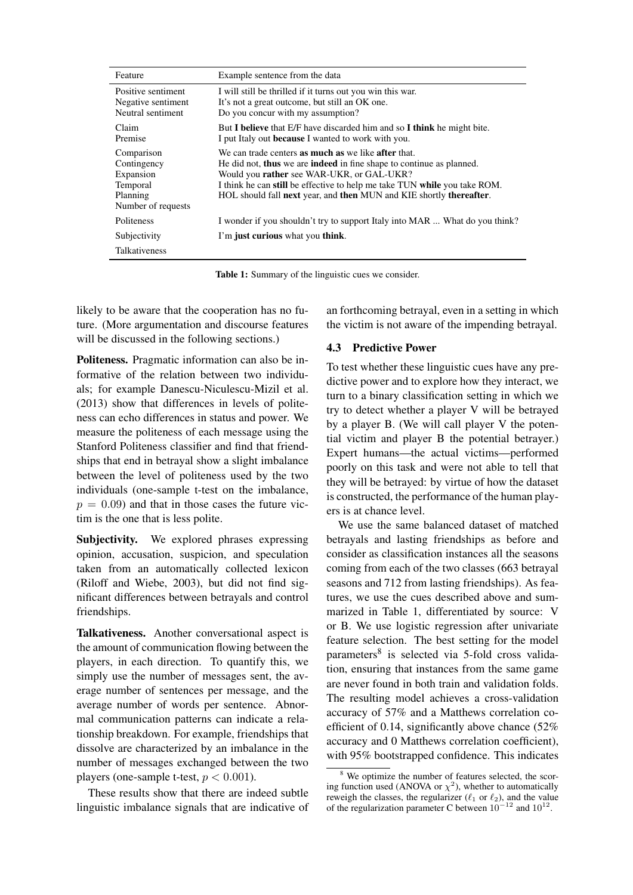| Feature | Example sentence from the data |
|---|---|
| Positive sentiment | I will still be thrilled if it turns out you win this war. |
| Negative sentiment | It's not a great outcome, but still an OK one. |
| Neutral sentiment | Do you concur with my assumption? |
| Claim | But **I believe** that E/F have discarded him and so **I think** he might bite. |
| Premise | I put Italy out **because** I wanted to work with you. |
| Comparison | We can trade centers **as much as** we like **after** that. |
| Contingency | He did not, **thus** we are **indeed** in fine shape to continue as planned. |
| Expansion | Would you **rather** see WAR-UKR, or GAL-UKR? |
| Temporal | I think he can **still** be effective to help me take TUN **while** you take ROM. |
| Planning | HOL should fall **next** year, and **then** MUN and KIE shortly **thereafter**. |
| Number of requests | |
| Politeness | I wonder if you shouldn't try to support Italy into MAR ... What do you think? |
| Subjectivity | I'm **just curious** what you **think**. |
| Talkativeness | |

**Table 1:** Summary of the linguistic cues we consider.

likely to be aware that the cooperation has no future. (More argumentation and discourse features will be discussed in the following sections.)

**Politeness.** Pragmatic information can also be informative of the relation between two individuals; for example Danescu-Niculescu-Mizil et al. (2013) show that differences in levels of politeness can echo differences in status and power. We measure the politeness of each message using the Stanford Politeness classifier and find that friendships that end in betrayal show a slight imbalance between the level of politeness used by the two individuals (one-sample t-test on the imbalance, $p = 0.09$) and that in those cases the future victim is the one that is less polite.

**Subjectivity.** We explored phrases expressing opinion, accusation, suspicion, and speculation taken from an automatically collected lexicon (Riloff and Wiebe, 2003), but did not find significant differences between betrayals and control friendships.

**Talkativeness.** Another conversational aspect is the amount of communication flowing between the players, in each direction. To quantify this, we simply use the number of messages sent, the average number of sentences per message, and the average number of words per sentence. Abnormal communication patterns can indicate a relationship breakdown. For example, friendships that dissolve are characterized by an imbalance in the number of messages exchanged between the two players (one-sample t-test, $p < 0.001$).

These results show that there are indeed subtle linguistic imbalance signals that are indicative of an forthcoming betrayal, even in a setting in which the victim is not aware of the impending betrayal.

### 4.3 Predictive Power

To test whether these linguistic cues have any predictive power and to explore how they interact, we turn to a binary classification setting in which we try to detect whether a player V will be betrayed by a player B. (We will call player V the potential victim and player B the potential betrayer.) Expert humans—the actual victims—performed poorly on this task and were not able to tell that they will be betrayed: by virtue of how the dataset is constructed, the performance of the human players is at chance level.

We use the same balanced dataset of matched betrayals and lasting friendships as before and consider as classification instances all the seasons coming from each of the two classes (663 betrayal seasons and 712 from lasting friendships). As features, we use the cues described above and summarized in Table 1, differentiated by source: V or B. We use logistic regression after univariate feature selection. The best setting for the model parameters[8] is selected via 5-fold cross validation, ensuring that instances from the same game are never found in both train and validation folds. The resulting model achieves a cross-validation accuracy of 57% and a Matthews correlation coefficient of 0.14, significantly above chance (52% accuracy and 0 Matthews correlation coefficient), with 95% bootstrapped confidence. This indicates

[8] We optimize the number of features selected, the scoring function used (ANOVA or $\chi^2$), whether to automatically reweigh the classes, the regularizer ($\ell_1$ or $\ell_2$), and the value of the regularization parameter C between $10^{-12}$ and $10^{12}$.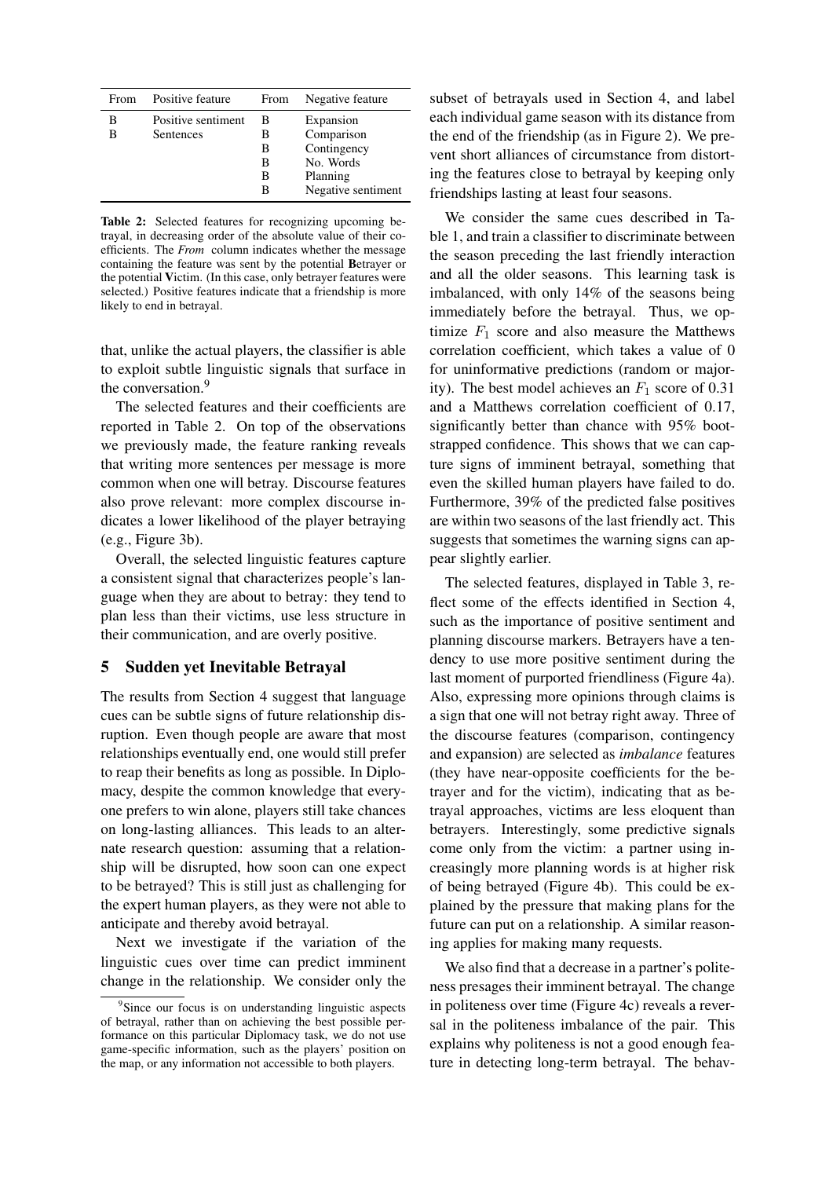| From | Positive feature | From | Negative feature |
|---|---|---|---|
| B | Positive sentiment | B | Expansion |
| B | Sentences | B | Comparison |
| | | B | Contingency |
| | | B | No. Words |
| | | B | Planning |
| | | B | Negative sentiment |

**Table 2:** Selected features for recognizing upcoming betrayal, in decreasing order of the absolute value of their coefficients. The *From* column indicates whether the message containing the feature was sent by the potential **B**etrayer or the potential **V**ictim. (In this case, only betrayer features were selected.) Positive features indicate that a friendship is more likely to end in betrayal.

that, unlike the actual players, the classifier is able to exploit subtle linguistic signals that surface in the conversation.[9]

The selected features and their coefficients are reported in Table 2. On top of the observations we previously made, the feature ranking reveals that writing more sentences per message is more common when one will betray. Discourse features also prove relevant: more complex discourse indicates a lower likelihood of the player betraying (e.g., Figure 3b).

Overall, the selected linguistic features capture a consistent signal that characterizes people's language when they are about to betray: they tend to plan less than their victims, use less structure in their communication, and are overly positive.

## 5 Sudden yet Inevitable Betrayal

The results from Section 4 suggest that language cues can be subtle signs of future relationship disruption. Even though people are aware that most relationships eventually end, one would still prefer to reap their benefits as long as possible. In Diplomacy, despite the common knowledge that everyone prefers to win alone, players still take chances on long-lasting alliances. This leads to an alternate research question: assuming that a relationship will be disrupted, how soon can one expect to be betrayed? This is still just as challenging for the expert human players, as they were not able to anticipate and thereby avoid betrayal.

Next we investigate if the variation of the linguistic cues over time can predict imminent change in the relationship. We consider only the subset of betrayals used in Section 4, and label each individual game season with its distance from the end of the friendship (as in Figure 2). We prevent short alliances of circumstance from distorting the features close to betrayal by keeping only friendships lasting at least four seasons.

We consider the same cues described in Table 1, and train a classifier to discriminate between the season preceding the last friendly interaction and all the older seasons. This learning task is imbalanced, with only 14% of the seasons being immediately before the betrayal. Thus, we optimize $F_1$ score and also measure the Matthews correlation coefficient, which takes a value of 0 for uninformative predictions (random or majority). The best model achieves an $F_1$ score of 0.31 and a Matthews correlation coefficient of 0.17, significantly better than chance with 95% bootstrapped confidence. This shows that we can capture signs of imminent betrayal, something that even the skilled human players have failed to do. Furthermore, 39% of the predicted false positives are within two seasons of the last friendly act. This suggests that sometimes the warning signs can appear slightly earlier.

The selected features, displayed in Table 3, reflect some of the effects identified in Section 4, such as the importance of positive sentiment and planning discourse markers. Betrayers have a tendency to use more positive sentiment during the last moment of purported friendliness (Figure 4a). Also, expressing more opinions through claims is a sign that one will not betray right away. Three of the discourse features (comparison, contingency and expansion) are selected as *imbalance* features (they have near-opposite coefficients for the betrayer and for the victim), indicating that as betrayal approaches, victims are less eloquent than betrayers. Interestingly, some predictive signals come only from the victim: a partner using increasingly more planning words is at higher risk of being betrayed (Figure 4b). This could be explained by the pressure that making plans for the future can put on a relationship. A similar reasoning applies for making many requests.

We also find that a decrease in a partner's politeness presages their imminent betrayal. The change in politeness over time (Figure 4c) reveals a reversal in the politeness imbalance of the pair. This explains why politeness is not a good enough feature in detecting long-term betrayal. The behav-

[9] Since our focus is on understanding linguistic aspects of betrayal, rather than on achieving the best possible performance on this particular Diplomacy task, we do not use game-specific information, such as the players' position on the map, or any information not accessible to both players.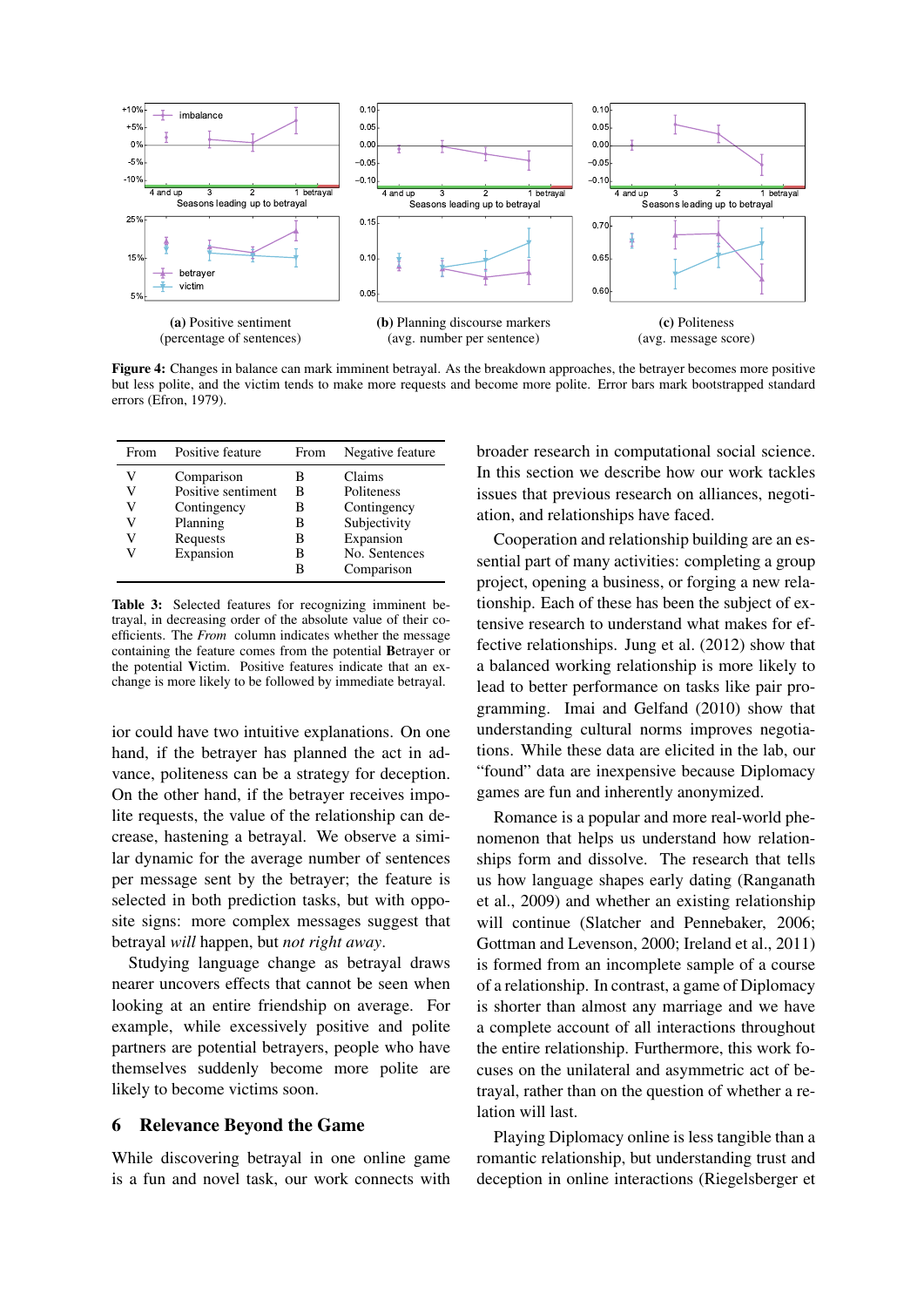**(a)** Positive sentiment (percentage of sentences)

**(b)** Planning discourse markers (avg. number per sentence)

**(c)** Politeness (avg. message score)

**Figure 4:** Changes in balance can mark imminent betrayal. As the breakdown approaches, the betrayer becomes more positive but less polite, and the victim tends to make more requests and become more polite. Error bars mark bootstrapped standard errors (Efron, 1979).

| From | Positive feature | From | Negative feature |
|---|---|---|---|
| V | Comparison | B | Claims |
| V | Positive sentiment | B | Politeness |
| V | Contingency | B | Contingency |
| V | Planning | B | Subjectivity |
| V | Requests | B | Expansion |
| V | Expansion | B | No. Sentences |
| | | B | Comparison |

**Table 3:** Selected features for recognizing imminent betrayal, in decreasing order of the absolute value of their coefficients. The *From* column indicates whether the message containing the feature comes from the potential **B**etrayer or the potential **V**ictim. Positive features indicate that an exchange is more likely to be followed by immediate betrayal.

ior could have two intuitive explanations. On one hand, if the betrayer has planned the act in advance, politeness can be a strategy for deception. On the other hand, if the betrayer receives impolite requests, the value of the relationship can decrease, hastening a betrayal. We observe a similar dynamic for the average number of sentences per message sent by the betrayer; the feature is selected in both prediction tasks, but with opposite signs: more complex messages suggest that betrayal *will* happen, but *not right away*.

Studying language change as betrayal draws nearer uncovers effects that cannot be seen when looking at an entire friendship on average. For example, while excessively positive and polite partners are potential betrayers, people who have themselves suddenly become more polite are likely to become victims soon.

## 6 Relevance Beyond the Game

While discovering betrayal in one online game is a fun and novel task, our work connects with broader research in computational social science. In this section we describe how our work tackles issues that previous research on alliances, negotiation, and relationships have faced.

Cooperation and relationship building are an essential part of many activities: completing a group project, opening a business, or forging a new relationship. Each of these has been the subject of extensive research to understand what makes for effective relationships. Jung et al. (2012) show that a balanced working relationship is more likely to lead to better performance on tasks like pair programming. Imai and Gelfand (2010) show that understanding cultural norms improves negotiations. While these data are elicited in the lab, our "found" data are inexpensive because Diplomacy games are fun and inherently anonymized.

Romance is a popular and more real-world phenomenon that helps us understand how relationships form and dissolve. The research that tells us how language shapes early dating (Ranganath et al., 2009) and whether an existing relationship will continue (Slatcher and Pennebaker, 2006; Gottman and Levenson, 2000; Ireland et al., 2011) is formed from an incomplete sample of a course of a relationship. In contrast, a game of Diplomacy is shorter than almost any marriage and we have a complete account of all interactions throughout the entire relationship. Furthermore, this work focuses on the unilateral and asymmetric act of betrayal, rather than on the question of whether a relation will last.

Playing Diplomacy online is less tangible than a romantic relationship, but understanding trust and deception in online interactions (Riegelsberger et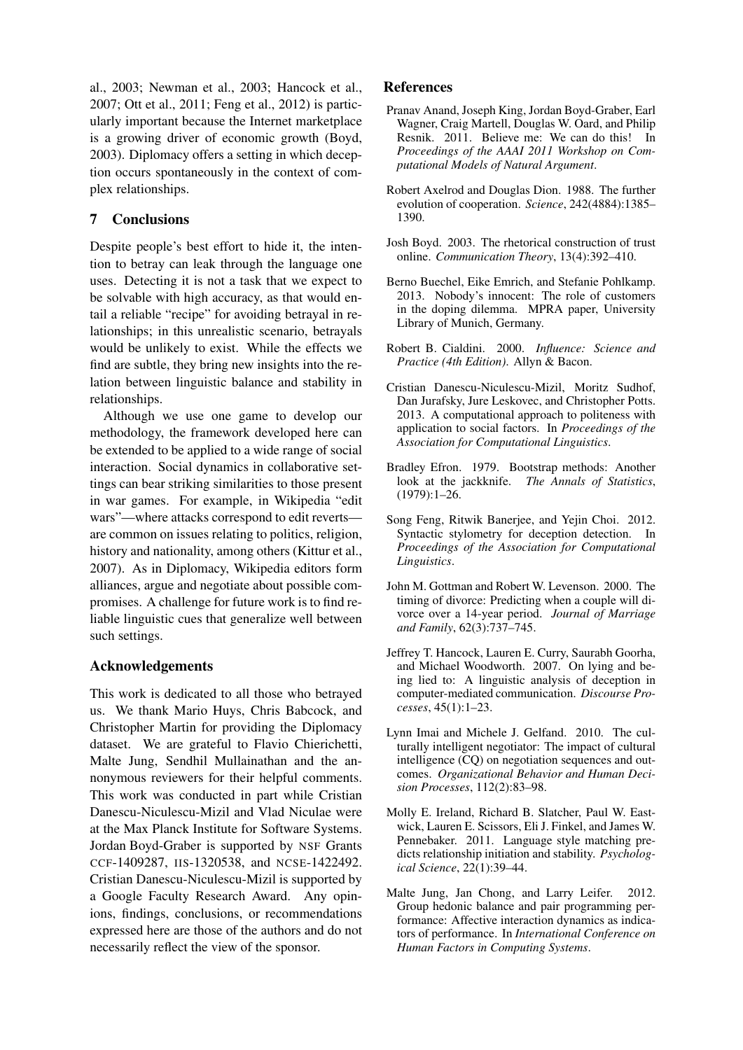al., 2003; Newman et al., 2003; Hancock et al., 2007; Ott et al., 2011; Feng et al., 2012) is particularly important because the Internet marketplace is a growing driver of economic growth (Boyd, 2003). Diplomacy offers a setting in which deception occurs spontaneously in the context of complex relationships.

## 7 Conclusions

Despite people's best effort to hide it, the intention to betray can leak through the language one uses. Detecting it is not a task that we expect to be solvable with high accuracy, as that would entail a reliable "recipe" for avoiding betrayal in relationships; in this unrealistic scenario, betrayals would be unlikely to exist. While the effects we find are subtle, they bring new insights into the relation between linguistic balance and stability in relationships.

Although we use one game to develop our methodology, the framework developed here can be extended to be applied to a wide range of social interaction. Social dynamics in collaborative settings can bear striking similarities to those present in war games. For example, in Wikipedia "edit wars"—where attacks correspond to edit reverts—are common on issues relating to politics, religion, history and nationality, among others (Kittur et al., 2007). As in Diplomacy, Wikipedia editors form alliances, argue and negotiate about possible compromises. A challenge for future work is to find reliable linguistic cues that generalize well between such settings.

## Acknowledgements

This work is dedicated to all those who betrayed us. We thank Mario Huys, Chris Babcock, and Christopher Martin for providing the Diplomacy dataset. We are grateful to Flavio Chierichetti, Malte Jung, Sendhil Mullainathan and the annonymous reviewers for their helpful comments. This work was conducted in part while Cristian Danescu-Niculescu-Mizil and Vlad Niculae were at the Max Planck Institute for Software Systems. Jordan Boyd-Graber is supported by NSF Grants CCF-1409287, IIS-1320538, and NCSE-1422492. Cristian Danescu-Niculescu-Mizil is supported by a Google Faculty Research Award. Any opinions, findings, conclusions, or recommendations expressed here are those of the authors and do not necessarily reflect the view of the sponsor.

## References

Pranav Anand, Joseph King, Jordan Boyd-Graber, Earl Wagner, Craig Martell, Douglas W. Oard, and Philip Resnik. 2011. Believe me: We can do this! In *Proceedings of the AAAI 2011 Workshop on Computational Models of Natural Argument*.

Robert Axelrod and Douglas Dion. 1988. The further evolution of cooperation. *Science*, 242(4884):1385–1390.

Josh Boyd. 2003. The rhetorical construction of trust online. *Communication Theory*, 13(4):392–410.

Berno Buechel, Eike Emrich, and Stefanie Pohlkamp. 2013. Nobody's innocent: The role of customers in the doping dilemma. MPRA paper, University Library of Munich, Germany.

Robert B. Cialdini. 2000. *Influence: Science and Practice (4th Edition)*. Allyn & Bacon.

Cristian Danescu-Niculescu-Mizil, Moritz Sudhof, Dan Jurafsky, Jure Leskovec, and Christopher Potts. 2013. A computational approach to politeness with application to social factors. In *Proceedings of the Association for Computational Linguistics*.

Bradley Efron. 1979. Bootstrap methods: Another look at the jackknife. *The Annals of Statistics*, (1979):1–26.

Song Feng, Ritwik Banerjee, and Yejin Choi. 2012. Syntactic stylometry for deception detection. In *Proceedings of the Association for Computational Linguistics*.

John M. Gottman and Robert W. Levenson. 2000. The timing of divorce: Predicting when a couple will divorce over a 14-year period. *Journal of Marriage and Family*, 62(3):737–745.

Jeffrey T. Hancock, Lauren E. Curry, Saurabh Goorha, and Michael Woodworth. 2007. On lying and being lied to: A linguistic analysis of deception in computer-mediated communication. *Discourse Processes*, 45(1):1–23.

Lynn Imai and Michele J. Gelfand. 2010. The culturally intelligent negotiator: The impact of cultural intelligence (CQ) on negotiation sequences and outcomes. *Organizational Behavior and Human Decision Processes*, 112(2):83–98.

Molly E. Ireland, Richard B. Slatcher, Paul W. Eastwick, Lauren E. Scissors, Eli J. Finkel, and James W. Pennebaker. 2011. Language style matching predicts relationship initiation and stability. *Psychological Science*, 22(1):39–44.

Malte Jung, Jan Chong, and Larry Leifer. 2012. Group hedonic balance and pair programming performance: Affective interaction dynamics as indicators of performance. In *International Conference on Human Factors in Computing Systems*.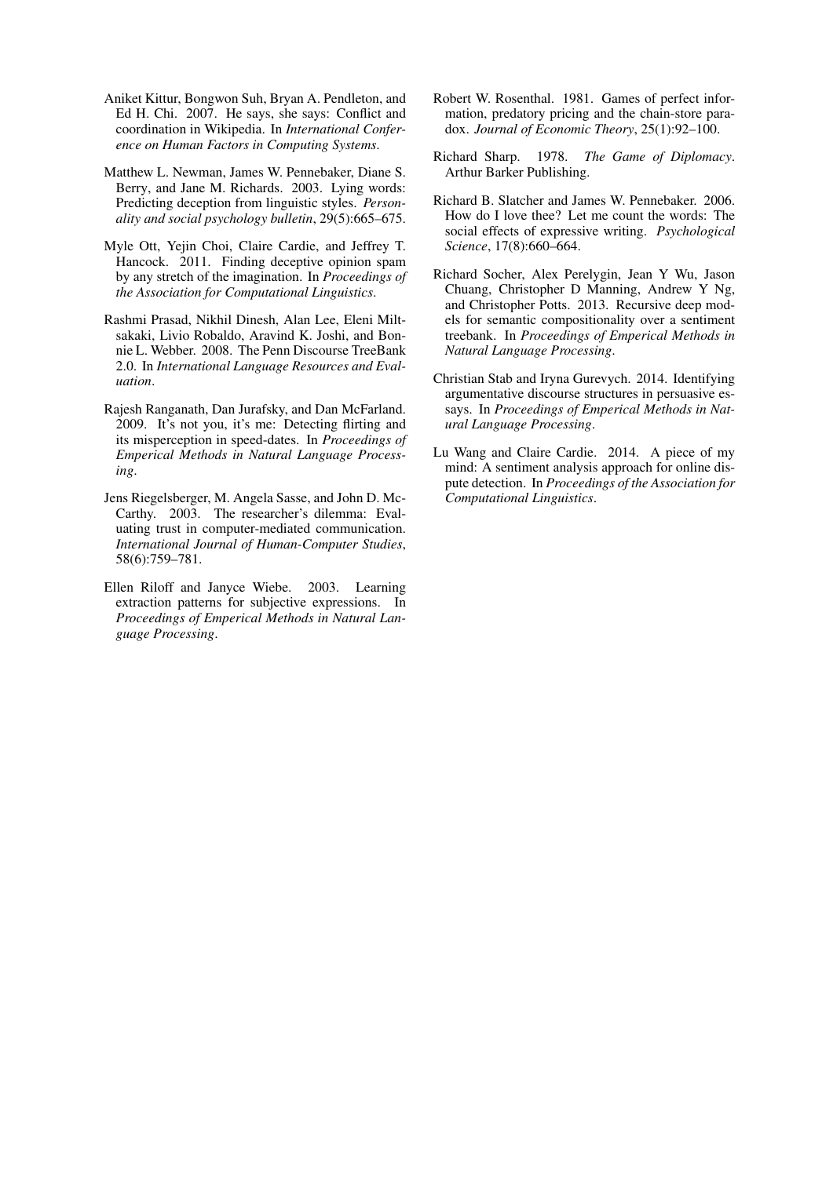Aniket Kittur, Bongwon Suh, Bryan A. Pendleton, and Ed H. Chi. 2007. He says, she says: Conflict and coordination in Wikipedia. In *International Conference on Human Factors in Computing Systems*.

Matthew L. Newman, James W. Pennebaker, Diane S. Berry, and Jane M. Richards. 2003. Lying words: Predicting deception from linguistic styles. *Personality and social psychology bulletin*, 29(5):665–675.

Myle Ott, Yejin Choi, Claire Cardie, and Jeffrey T. Hancock. 2011. Finding deceptive opinion spam by any stretch of the imagination. In *Proceedings of the Association for Computational Linguistics*.

Rashmi Prasad, Nikhil Dinesh, Alan Lee, Eleni Miltsakaki, Livio Robaldo, Aravind K. Joshi, and Bonnie L. Webber. 2008. The Penn Discourse TreeBank 2.0. In *International Language Resources and Evaluation*.

Rajesh Ranganath, Dan Jurafsky, and Dan McFarland. 2009. It's not you, it's me: Detecting flirting and its misperception in speed-dates. In *Proceedings of Emperical Methods in Natural Language Processing*.

Jens Riegelsberger, M. Angela Sasse, and John D. McCarthy. 2003. The researcher's dilemma: Evaluating trust in computer-mediated communication. *International Journal of Human-Computer Studies*, 58(6):759–781.

Ellen Riloff and Janyce Wiebe. 2003. Learning extraction patterns for subjective expressions. In *Proceedings of Emperical Methods in Natural Language Processing*.

Robert W. Rosenthal. 1981. Games of perfect information, predatory pricing and the chain-store paradox. *Journal of Economic Theory*, 25(1):92–100.

Richard Sharp. 1978. *The Game of Diplomacy*. Arthur Barker Publishing.

Richard B. Slatcher and James W. Pennebaker. 2006. How do I love thee? Let me count the words: The social effects of expressive writing. *Psychological Science*, 17(8):660–664.

Richard Socher, Alex Perelygin, Jean Y Wu, Jason Chuang, Christopher D Manning, Andrew Y Ng, and Christopher Potts. 2013. Recursive deep models for semantic compositionality over a sentiment treebank. In *Proceedings of Emperical Methods in Natural Language Processing*.

Christian Stab and Iryna Gurevych. 2014. Identifying argumentative discourse structures in persuasive essays. In *Proceedings of Emperical Methods in Natural Language Processing*.

Lu Wang and Claire Cardie. 2014. A piece of my mind: A sentiment analysis approach for online dispute detection. In *Proceedings of the Association for Computational Linguistics*.